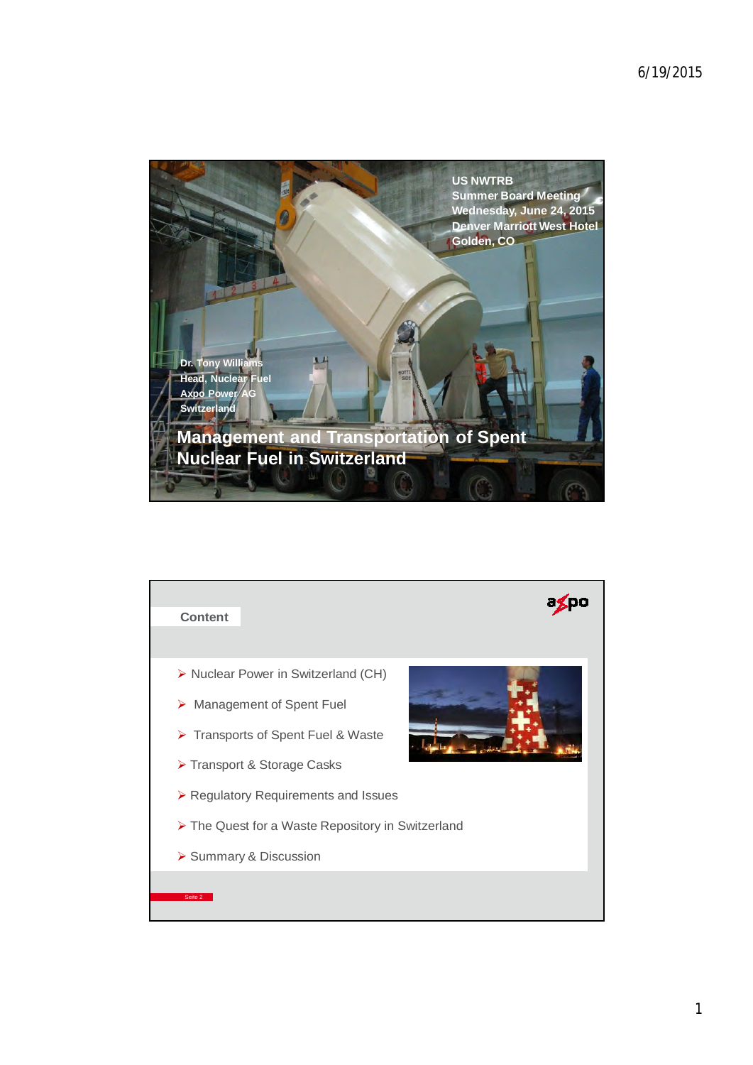US NWTRB
Summer Board Meeting
Wednesday, June 24, 2015
Denver Marriott West Hotel
Golden, CO

Dr. Tony Williams
Head, Nuclear Fuel
Axpo Power AG
Switzerland

# Management and Transportation of Spent Nuclear Fuel in Switzerland

## Content

- Nuclear Power in Switzerland (CH)
- Management of Spent Fuel
- Transports of Spent Fuel & Waste
- Transport & Storage Casks
- Regulatory Requirements and Issues
- The Quest for a Waste Repository in Switzerland
- Summary & Discussion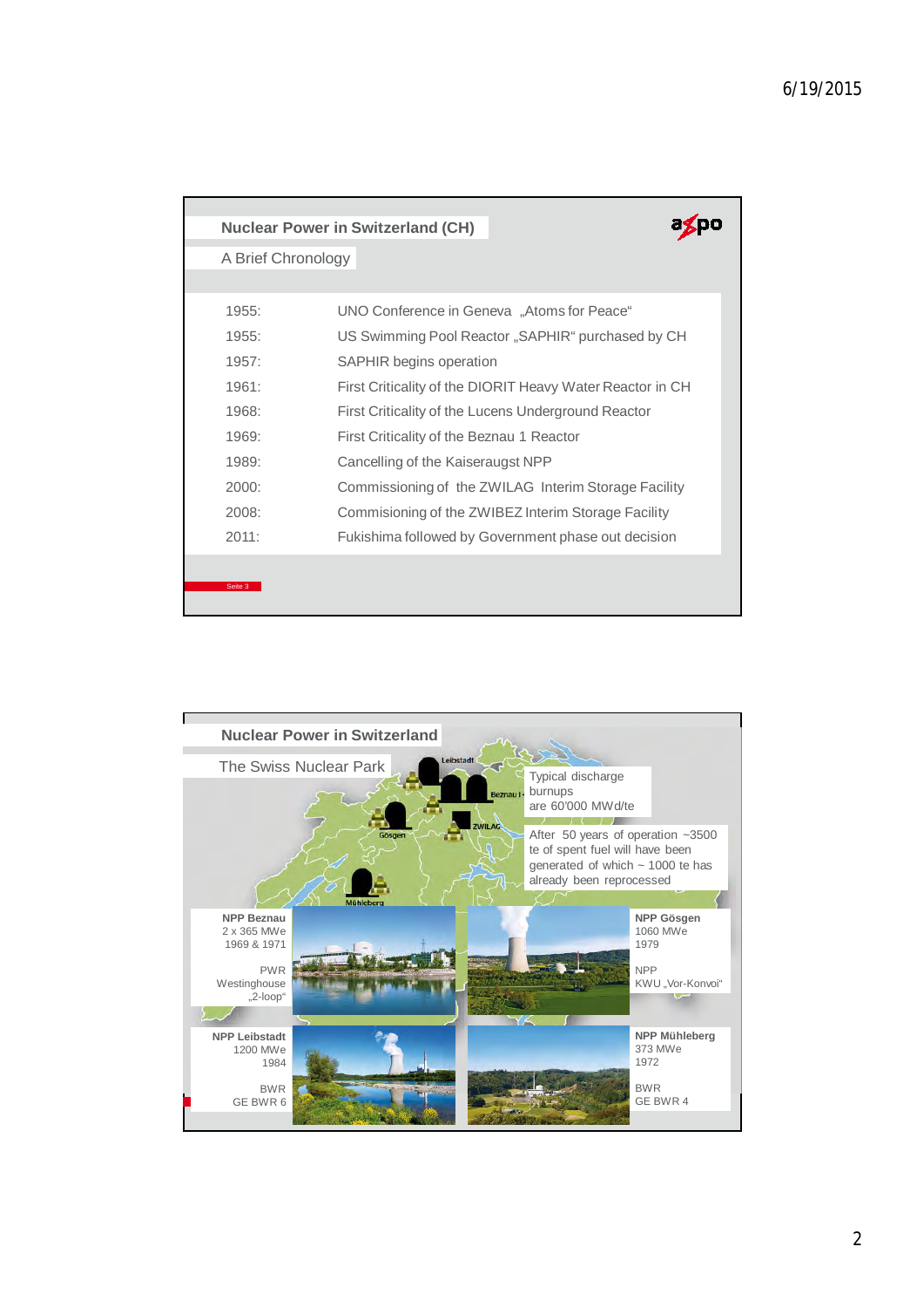## Nuclear Power in Switzerland (CH)

A Brief Chronology

| | |
|---|---|
| 1955: | UNO Conference in Geneva „Atoms for Peace“ |
| 1955: | US Swimming Pool Reactor „SAPHIR“ purchased by CH |
| 1957: | SAPHIR begins operation |
| 1961: | First Criticality of the DIORIT Heavy Water Reactor in CH |
| 1968: | First Criticality of the Lucens Underground Reactor |
| 1969: | First Criticality of the Beznau 1 Reactor |
| 1989: | Cancelling of the Kaiseraugst NPP |
| 2000: | Commissioning of the ZWILAG Interim Storage Facility |
| 2008: | Commisioning of the ZWIBEZ Interim Storage Facility |
| 2011: | Fukishima followed by Government phase out decision |

## Nuclear Power in Switzerland

The Swiss Nuclear Park

Leibstadt, Beznau I+II, ZWILAG, Gösgen, Mühleberg

Typical discharge burnups are 60'000 MWd/te

After 50 years of operation ~3500 te of spent fuel will have been generated of which ~ 1000 te has already been reprocessed

**NPP Beznau**
2 x 365 MWe
1969 & 1971

PWR
Westinghouse
„2-loop“

**NPP Gösgen**
1060 MWe
1979

NPP
KWU „Vor-Konvoi“

**NPP Leibstadt**
1200 MWe
1984

BWR
GE BWR 6

**NPP Mühleberg**
373 MWe
1972

BWR
GE BWR 4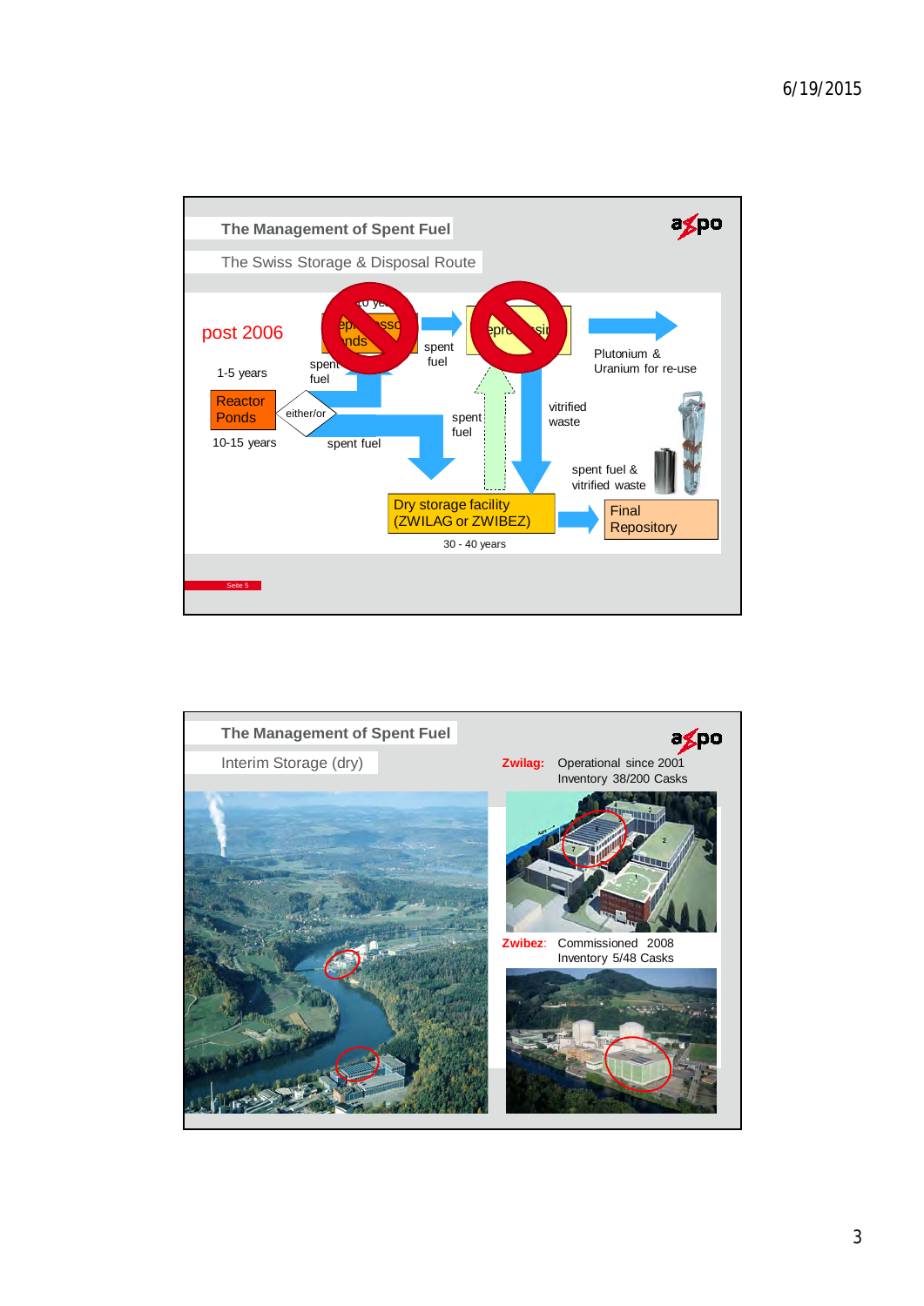## The Management of Spent Fuel

### The Swiss Storage & Disposal Route

post 2006

1-5 years

Reactor Ponds

10-15 years

either/or

spent fuel

spent fuel

spent fuel

spent fuel

Plutonium & Uranium for re-use

vitrified waste

spent fuel & vitrified waste

Dry storage facility (ZWILAG or ZWIBEZ)

30 - 40 years

Final Repository

Seite 5

## The Management of Spent Fuel

### Interim Storage (dry)

**Zwilag:** Operational since 2001
Inventory 38/200 Casks

**Zwibez:** Commissioned 2008
Inventory 5/48 Casks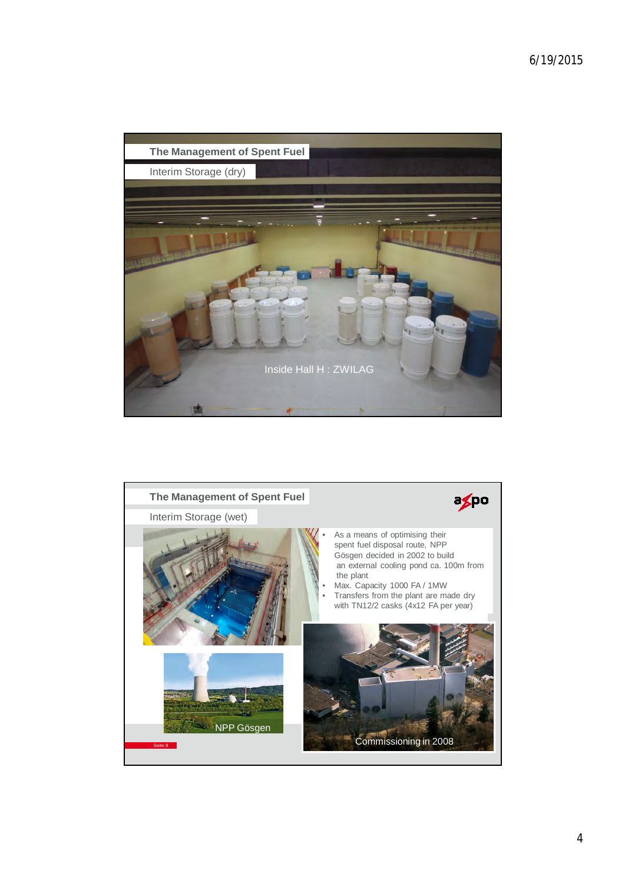## The Management of Spent Fuel

### Interim Storage (dry)

Inside Hall H : ZWILAG

## The Management of Spent Fuel

### Interim Storage (wet)

- As a means of optimising their spent fuel disposal route, NPP Gösgen decided in 2002 to build an external cooling pond ca. 100m from the plant
- Max. Capacity 1000 FA / 1MW
- Transfers from the plant are made dry with TN12/2 casks (4x12 FA per year)

NPP Gösgen

Commissioning in 2008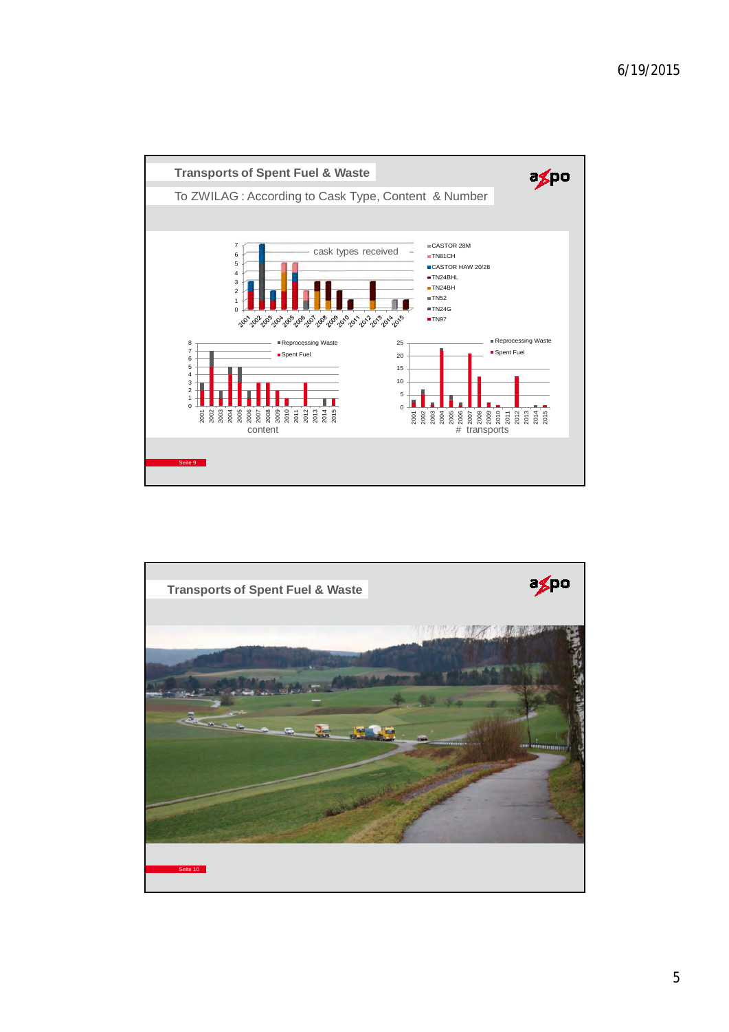## Transports of Spent Fuel & Waste

### To ZWILAG : According to Cask Type, Content & Number

cask types received

- CASTOR 28M
- TN81CH
- CASTOR HAW 20/28
- TN24BHL
- TN24BH
- TN52
- TN24G
- TN97

content

- Reprocessing Waste
- Spent Fuel

# transports

- Reprocessing Waste
- Spent Fuel

Seite 9

## Transports of Spent Fuel & Waste

Seite 10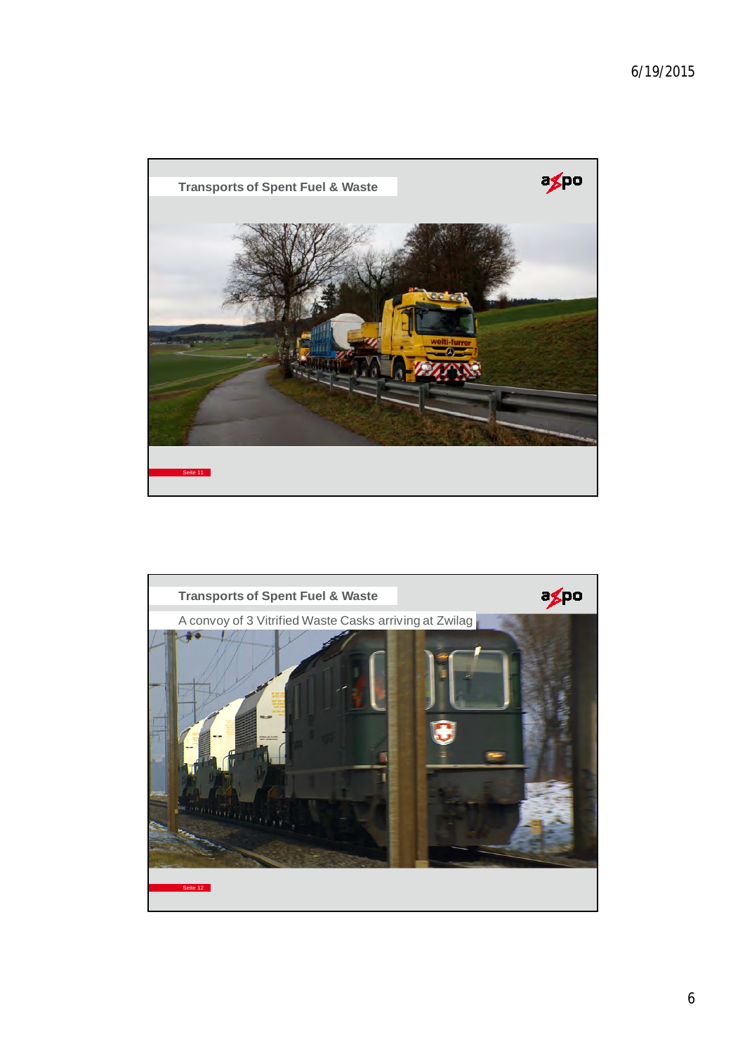## Transports of Spent Fuel & Waste

## Transports of Spent Fuel & Waste

A convoy of 3 Vitrified Waste Casks arriving at Zwilag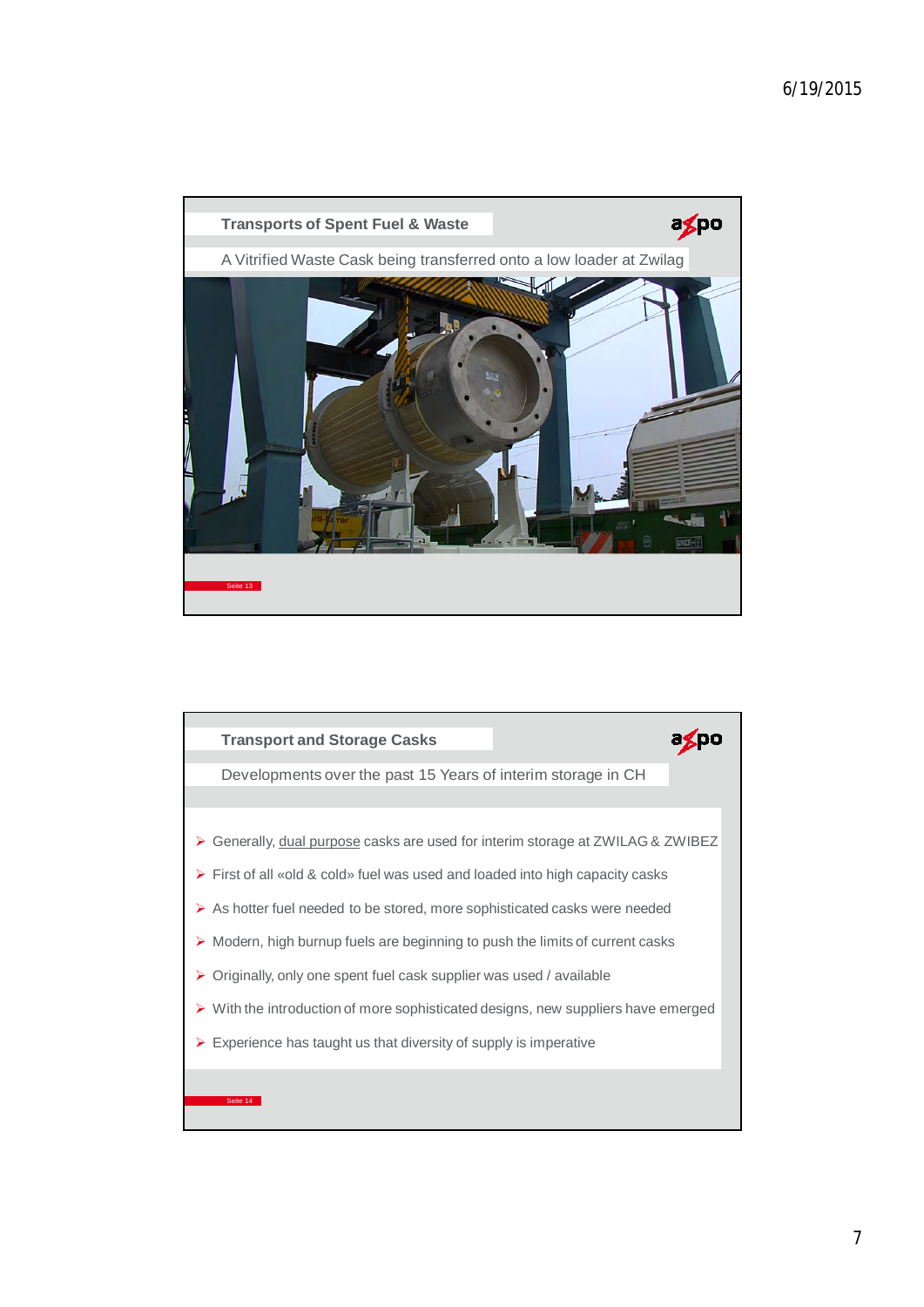## Transports of Spent Fuel & Waste

A Vitrified Waste Cask being transferred onto a low loader at Zwilag

## Transport and Storage Casks

Developments over the past 15 Years of interim storage in CH

- Generally, dual purpose casks are used for interim storage at ZWILAG & ZWIBEZ
- First of all «old & cold» fuel was used and loaded into high capacity casks
- As hotter fuel needed to be stored, more sophisticated casks were needed
- Modern, high burnup fuels are beginning to push the limits of current casks
- Originally, only one spent fuel cask supplier was used / available
- With the introduction of more sophisticated designs, new suppliers have emerged
- Experience has taught us that diversity of supply is imperative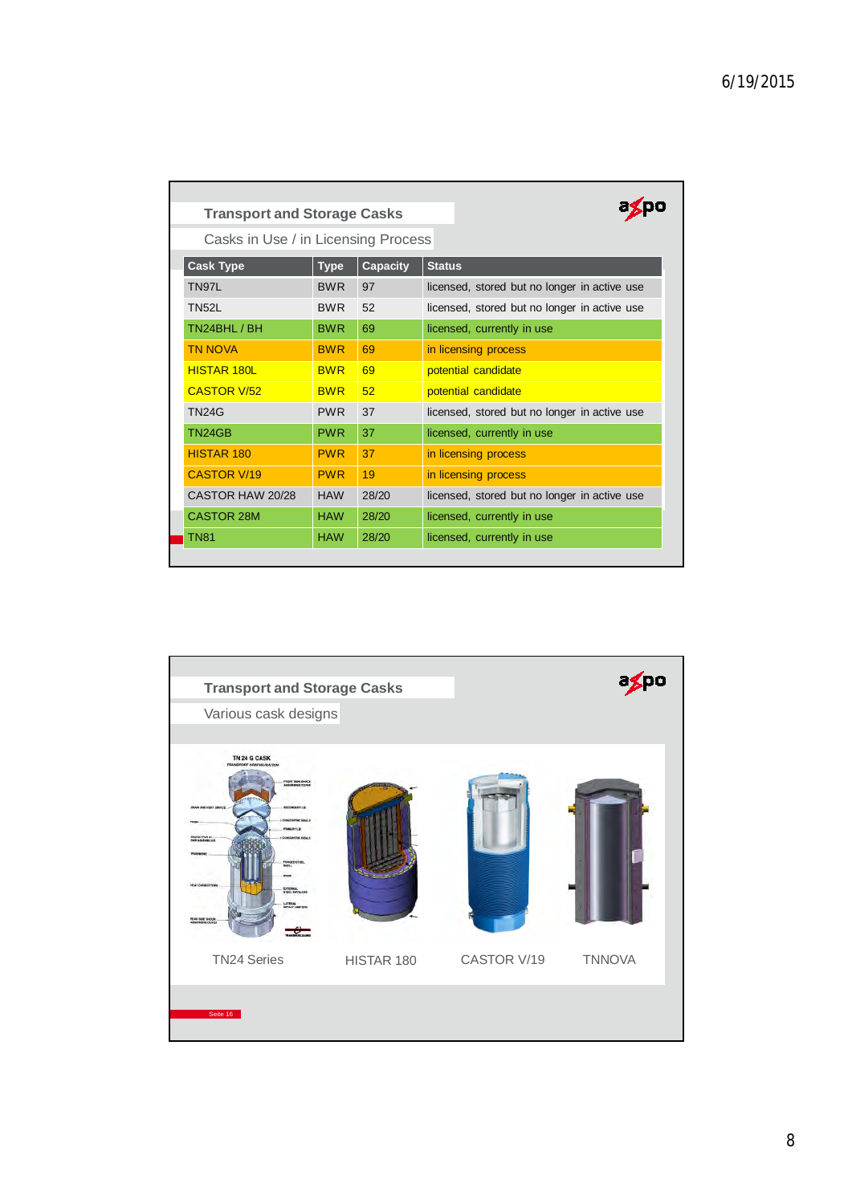## Transport and Storage Casks

### Casks in Use / in Licensing Process

| Cask Type | Type | Capacity | Status |
|---|---|---|---|
| TN97L | BWR | 97 | licensed, stored but no longer in active use |
| TN52L | BWR | 52 | licensed, stored but no longer in active use |
| TN24BHL / BH | BWR | 69 | licensed, currently in use |
| TN NOVA | BWR | 69 | in licensing process |
| HISTAR 180L | BWR | 69 | potential candidate |
| CASTOR V/52 | BWR | 52 | potential candidate |
| TN24G | PWR | 37 | licensed, stored but no longer in active use |
| TN24GB | PWR | 37 | licensed, currently in use |
| HISTAR 180 | PWR | 37 | in licensing process |
| CASTOR V/19 | PWR | 19 | in licensing process |
| CASTOR HAW 20/28 | HAW | 28/20 | licensed, stored but no longer in active use |
| CASTOR 28M | HAW | 28/20 | licensed, currently in use |
| TN81 | HAW | 28/20 | licensed, currently in use |

## Transport and Storage Casks

### Various cask designs

TN24 Series

HISTAR 180

CASTOR V/19

TNNOVA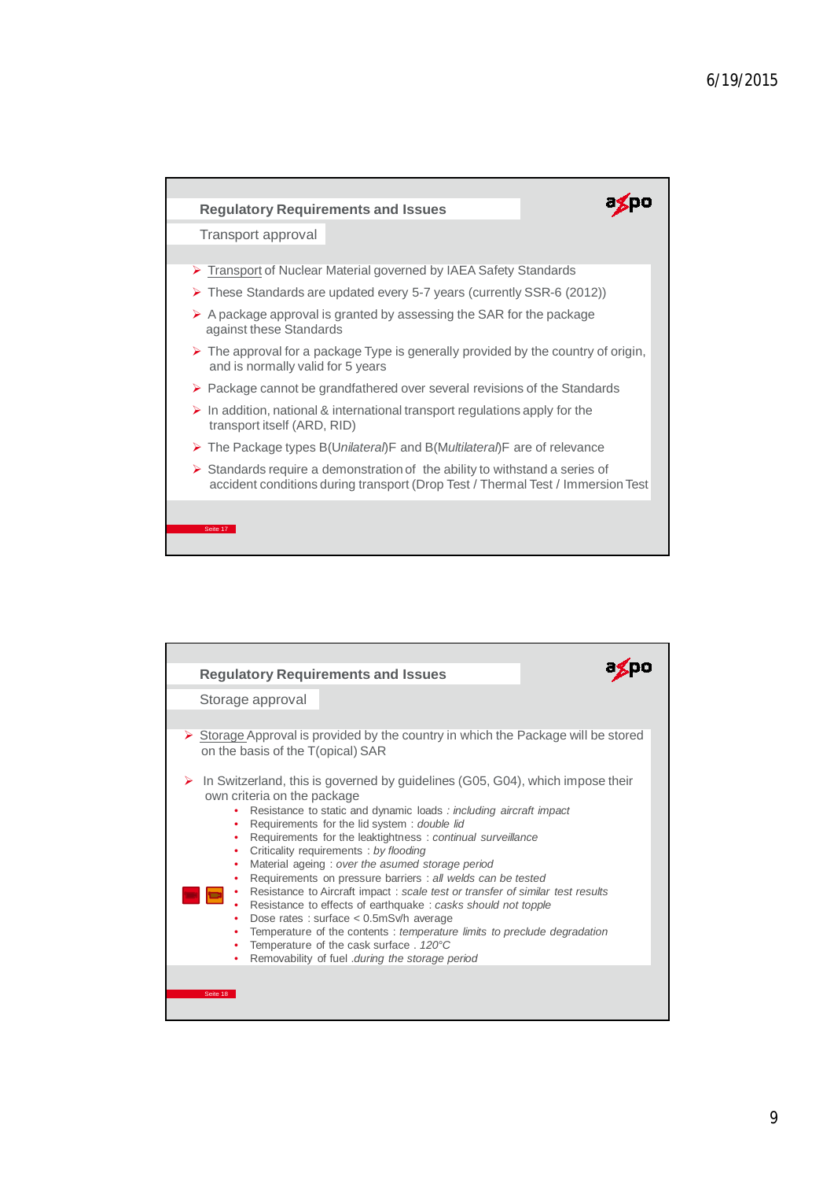## Regulatory Requirements and Issues

### Transport approval

- Transport of Nuclear Material governed by IAEA Safety Standards
- These Standards are updated every 5-7 years (currently SSR-6 (2012))
- A package approval is granted by assessing the SAR for the package against these Standards
- The approval for a package Type is generally provided by the country of origin, and is normally valid for 5 years
- Package cannot be grandfathered over several revisions of the Standards
- In addition, national & international transport regulations apply for the transport itself (ARD, RID)
- The Package types B(*Unilateral*)F and B(*Multilateral*)F are of relevance
- Standards require a demonstration of the ability to withstand a series of accident conditions during transport (Drop Test / Thermal Test / Immersion Test

Seite 17

## Regulatory Requirements and Issues

### Storage approval

- Storage Approval is provided by the country in which the Package will be stored on the basis of the T(opical) SAR
- In Switzerland, this is governed by guidelines (G05, G04), which impose their own criteria on the package
  - Resistance to static and dynamic loads : *including aircraft impact*
  - Requirements for the lid system : *double lid*
  - Requirements for the leaktightness : *continual surveillance*
  - Criticality requirements : *by flooding*
  - Material ageing : *over the asumed storage period*
  - Requirements on pressure barriers : *all welds can be tested*
  - Resistance to Aircraft impact : *scale test or transfer of similar test results*
  - Resistance to effects of earthquake : *casks should not topple*
  - Dose rates : surface < 0.5mSv/h average
  - Temperature of the contents : *temperature limits to preclude degradation*
  - Temperature of the cask surface . *120°C*
  - Removability of fuel .*during the storage period*

Seite 18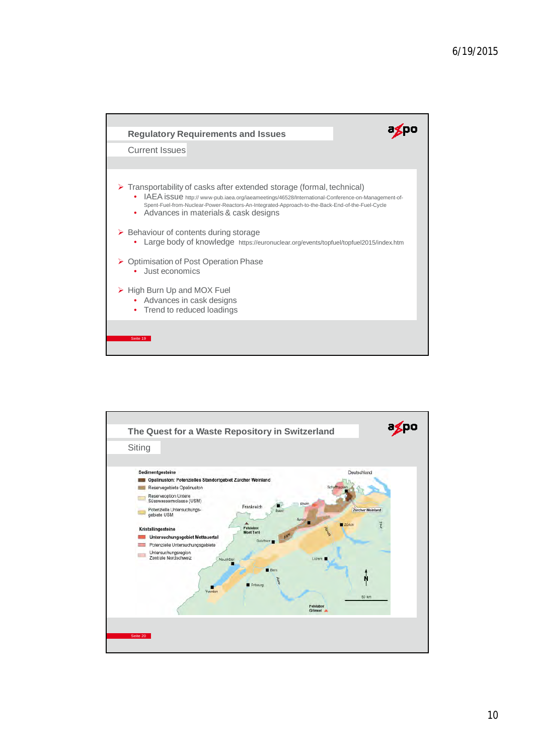## Regulatory Requirements and Issues

### Current Issues

- Transportability of casks after extended storage (formal, technical)
  - IAEA issue http:// www-pub.iaea.org/iaeameetings/46528/International-Conference-on-Management-of-Spent-Fuel-from-Nuclear-Power-Reactors-An-Integrated-Approach-to-the-Back-End-of-the-Fuel-Cycle
  - Advances in materials & cask designs
- Behaviour of contents during storage
  - Large body of knowledge https://euronuclear.org/events/topfuel/topfuel2015/index.htm
- Optimisation of Post Operation Phase
  - Just economics
- High Burn Up and MOX Fuel
  - Advances in cask designs
  - Trend to reduced loadings

Seite 19

## The Quest for a Waste Repository in Switzerland

### Siting

**Sedimentgesteine**

- Opalinuston: Potenzielles Standortgebiet Zürcher Weinland
- Reservegebiete Opalinuston
- Reserveoption Untere Süsswassermolasse (USM)
- Potenzielle Untersuchungsgebiete USM

**Kristallingesteine**

- Untersuchungsgebiet Mettauertal
- Potenzielle Untersuchungsgebiete
- Untersuchungsregion Zentrale Nordschweiz

Deutschland, Frankreich, Schaffhausen, Rhein, Basel, Aarau, Zürcher Weinland, Zürich, Felslabor Mont Terri, Solothurn, Aare, Reuss, Neuchâtel, Luzern, Bern, Fribourg, Yverdon, Felslabor Grimsel, N, 50 km

Seite 20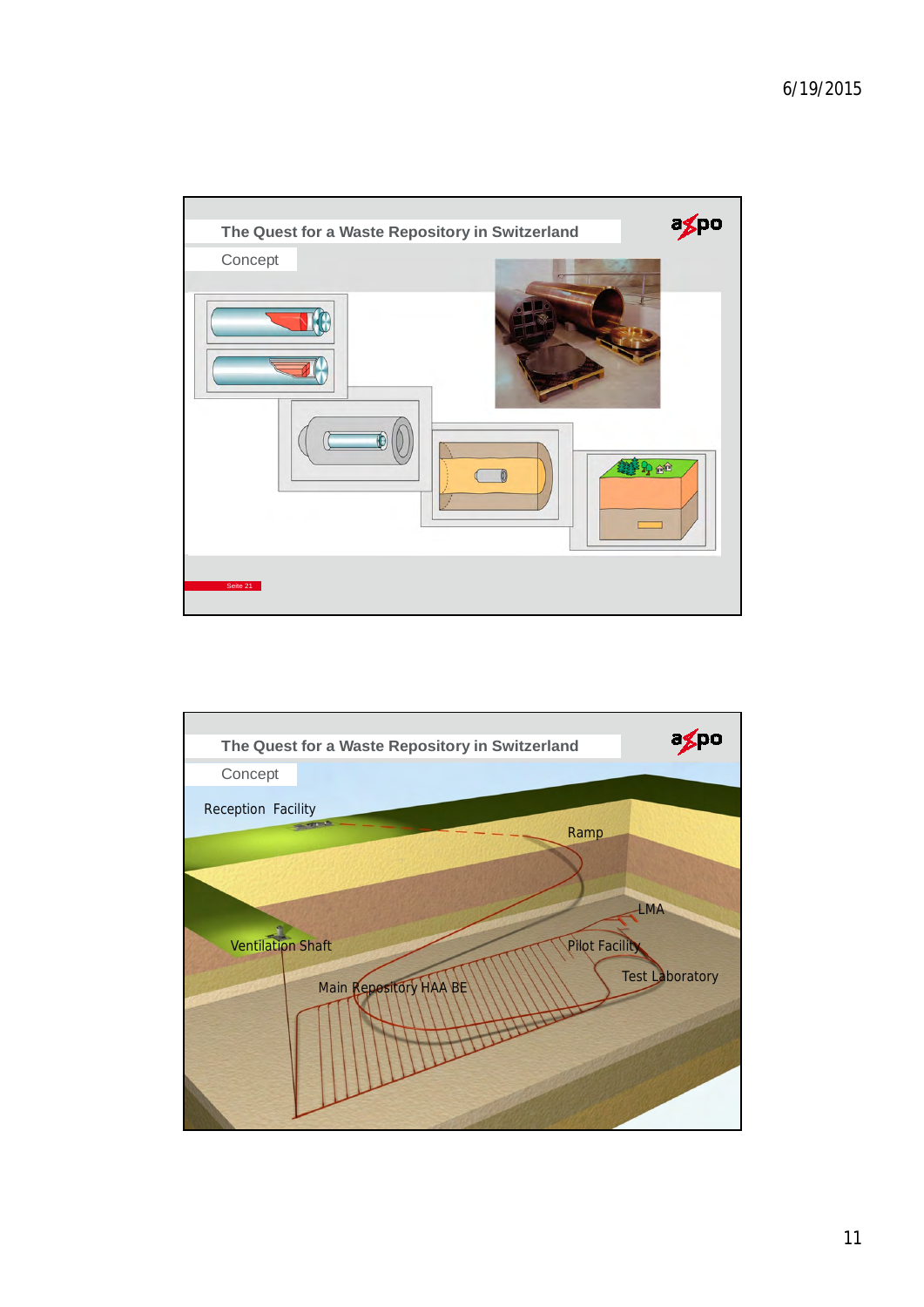## The Quest for a Waste Repository in Switzerland

Concept

## The Quest for a Waste Repository in Switzerland

Concept

Reception Facility

Ramp

LMA

Ventilation Shaft

Pilot Facility

Test Laboratory

Main Repository HAA BE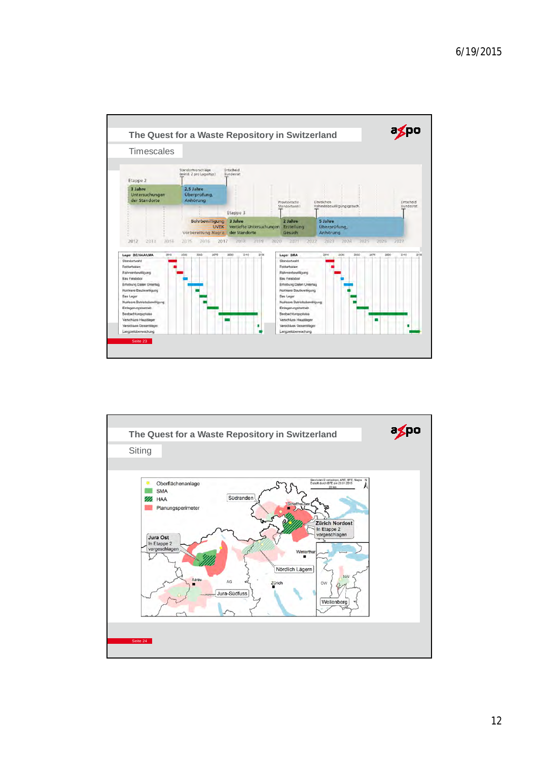## The Quest for a Waste Repository in Switzerland

### Timescales

Etappe 2

- 3 Jahre: Untersuchungen der Standorte
- 2,5 Jahre: Überprüfung, Anhörung
- Standortvorschläge (mind. 2 pro Lagertyp)
- Entscheid Bundesrat

Etappe 3

- Bohrbewilligung UVEK
- Vorbereitung Nagra
- 3 Jahre: Vertiefte Untersuchungen der Standorte
- Provisorische Standortwahl
- 2 Jahre: Erstellung Gesuch
- Einreichen Rahmenbewilligungsgesuch
- 5 Jahre: Überprüfung, Anhörung
- Entscheid Bundesrat

2012 2013 2014 2015 2016 2017 2018 2019 2020 2021 2022 2023 2024 2025 2026 2027

Lager: BE/HAA/LMA

- Standortwahl
- Feldarbeiten
- Rahmenbewilligung
- Bau Felslabor
- Erhebung Daten Untertag
- Nukleare Baubewilligung
- Bau Lager
- Nukleare Betriebsbewilligung
- Einlagerungsbetrieb
- Beobachtungsphase
- Verschluss Hauptlager
- Verschluss Gesamtlager
- Langzeitüberwachung

Lager: SMA

- Standortwahl
- Feldarbeiten
- Rahmenbewilligung
- Bau Felslabor
- Erhebung Daten Untertag
- Nukleare Baubewilligung
- Bau Lager
- Nukleare Betriebsbewilligung
- Einlagerungsbetrieb
- Beobachtungsphase
- Verschluss Hauptlager
- Verschluss Gesamtlager
- Langzeitüberwachung

Seite 23

## The Quest for a Waste Repository in Switzerland

### Siting

- Oberflächenanlage
- SMA
- HAA
- Planungsperimeter

Südranden, Schaffhausen, Zürich Nordost (In Etappe 2 vorgeschlagen), Jura Ost (In Etappe 2 vorgeschlagen), Winterthur, Nördlich Lägern, Aarau, AG, Zürich, Jura-Südfuss, NW, OW, Wellenberg

Seite 24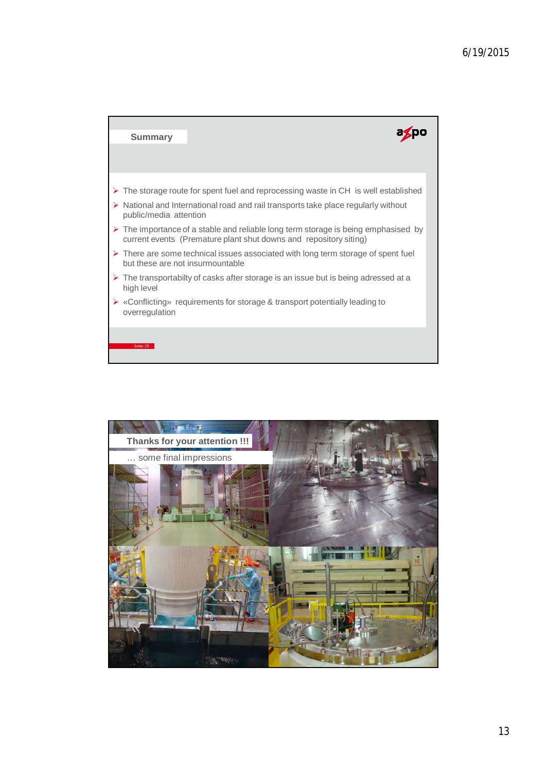## Summary

- The storage route for spent fuel and reprocessing waste in CH is well established
- National and International road and rail transports take place regularly without public/media attention
- The importance of a stable and reliable long term storage is being emphasised by current events (Premature plant shut downs and repository siting)
- There are some technical issues associated with long term storage of spent fuel but these are not insurmountable
- The transportabilty of casks after storage is an issue but is being adressed at a high level
- «Conflicting» requirements for storage & transport potentially leading to overregulation

## Thanks for your attention !!!

… some final impressions